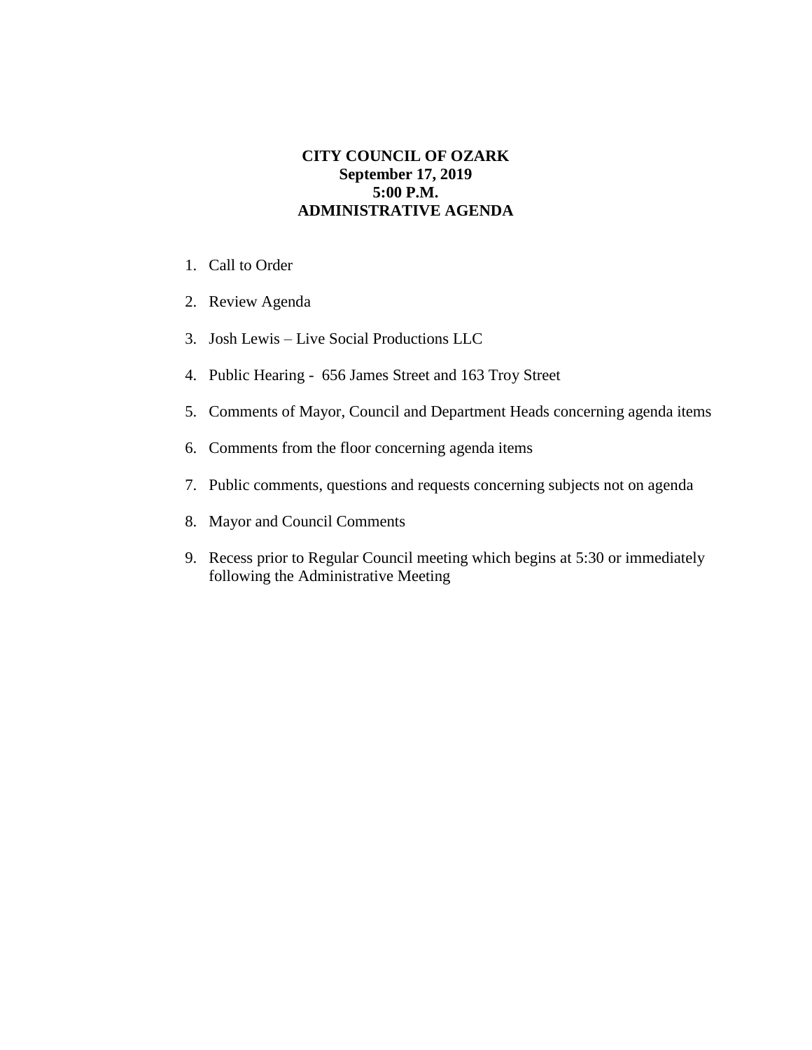# CITY COUNCIL OF OZARK
**September 17, 2019**
**5:00 P.M.**
**ADMINISTRATIVE AGENDA**

1. Call to Order
2. Review Agenda
3. Josh Lewis – Live Social Productions LLC
4. Public Hearing - 656 James Street and 163 Troy Street
5. Comments of Mayor, Council and Department Heads concerning agenda items
6. Comments from the floor concerning agenda items
7. Public comments, questions and requests concerning subjects not on agenda
8. Mayor and Council Comments
9. Recess prior to Regular Council meeting which begins at 5:30 or immediately following the Administrative Meeting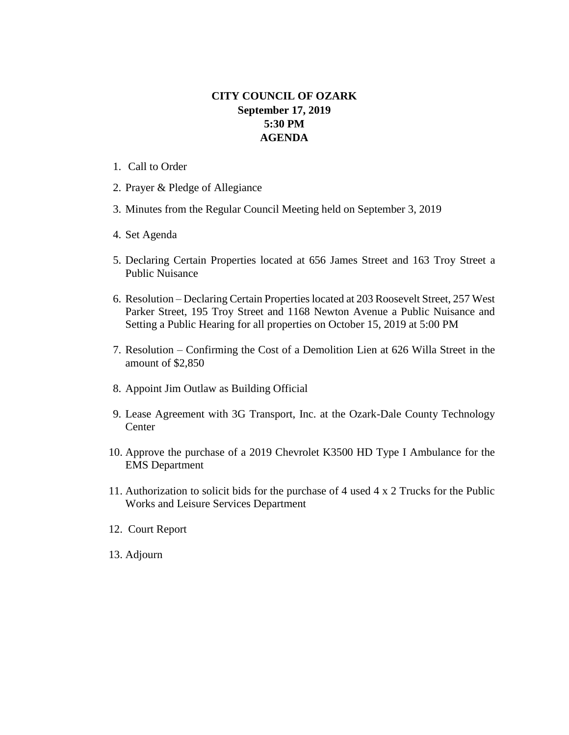**CITY COUNCIL OF OZARK**
**September 17, 2019**
**5:30 PM**
**AGENDA**

1. Call to Order
2. Prayer & Pledge of Allegiance
3. Minutes from the Regular Council Meeting held on September 3, 2019
4. Set Agenda
5. Declaring Certain Properties located at 656 James Street and 163 Troy Street a Public Nuisance
6. Resolution – Declaring Certain Properties located at 203 Roosevelt Street, 257 West Parker Street, 195 Troy Street and 1168 Newton Avenue a Public Nuisance and Setting a Public Hearing for all properties on October 15, 2019 at 5:00 PM
7. Resolution – Confirming the Cost of a Demolition Lien at 626 Willa Street in the amount of $2,850
8. Appoint Jim Outlaw as Building Official
9. Lease Agreement with 3G Transport, Inc. at the Ozark-Dale County Technology Center
10. Approve the purchase of a 2019 Chevrolet K3500 HD Type I Ambulance for the EMS Department
11. Authorization to solicit bids for the purchase of 4 used 4 x 2 Trucks for the Public Works and Leisure Services Department
12. Court Report
13. Adjourn